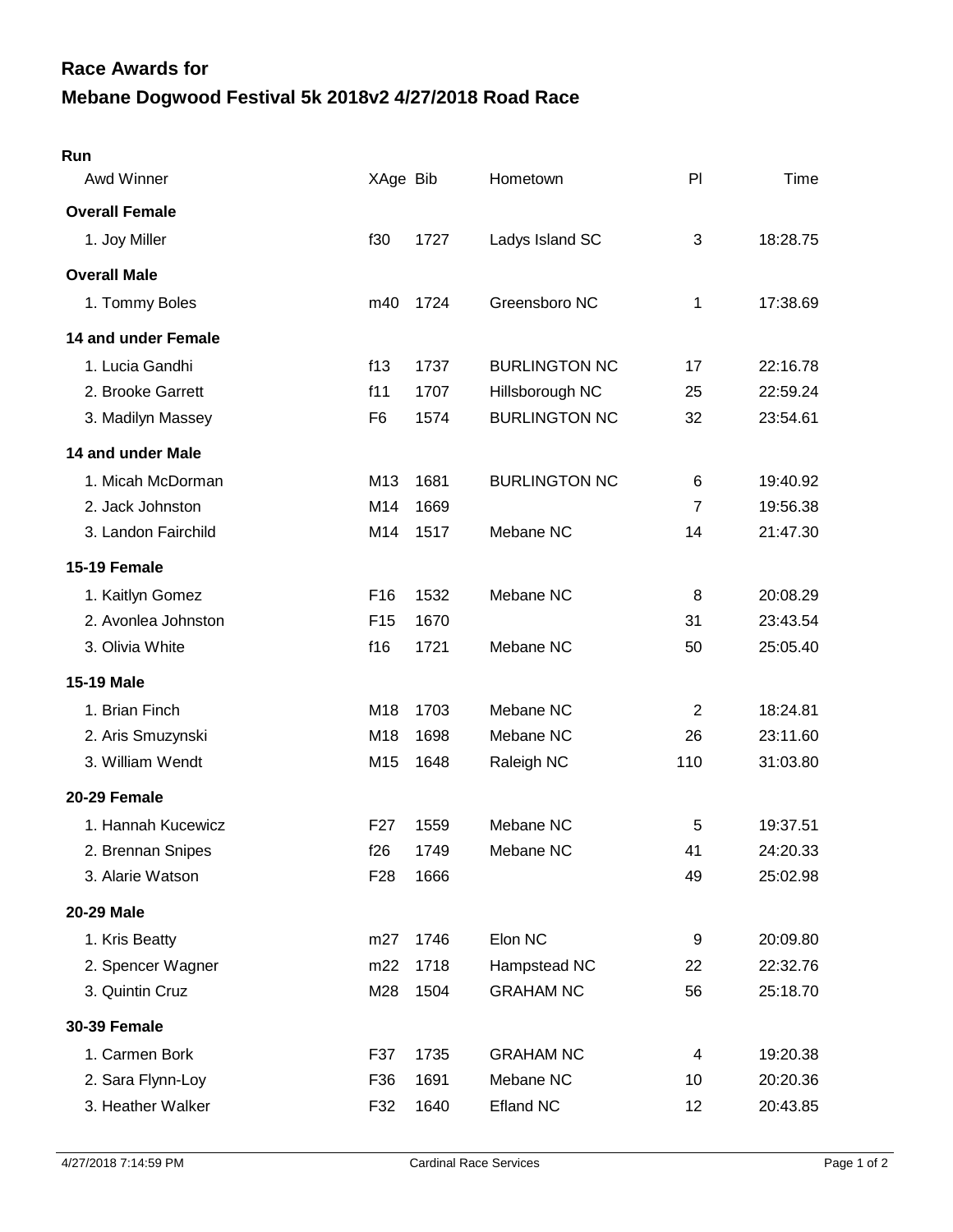# Race Awards for

# Mebane Dogwood Festival 5k 2018v2 4/27/2018 Road Race

**Run**

| Awd Winner | XAge | Bib | Hometown | Pl | Time |
|---|---|---|---|---|---|
| **Overall Female** | | | | | |
| 1. Joy Miller | f30 | 1727 | Ladys Island SC | 3 | 18:28.75 |
| **Overall Male** | | | | | |
| 1. Tommy Boles | m40 | 1724 | Greensboro NC | 1 | 17:38.69 |
| **14 and under Female** | | | | | |
| 1. Lucia Gandhi | f13 | 1737 | BURLINGTON NC | 17 | 22:16.78 |
| 2. Brooke Garrett | f11 | 1707 | Hillsborough NC | 25 | 22:59.24 |
| 3. Madilyn Massey | F6 | 1574 | BURLINGTON NC | 32 | 23:54.61 |
| **14 and under Male** | | | | | |
| 1. Micah McDorman | M13 | 1681 | BURLINGTON NC | 6 | 19:40.92 |
| 2. Jack Johnston | M14 | 1669 | | 7 | 19:56.38 |
| 3. Landon Fairchild | M14 | 1517 | Mebane NC | 14 | 21:47.30 |
| **15-19 Female** | | | | | |
| 1. Kaitlyn Gomez | F16 | 1532 | Mebane NC | 8 | 20:08.29 |
| 2. Avonlea Johnston | F15 | 1670 | | 31 | 23:43.54 |
| 3. Olivia White | f16 | 1721 | Mebane NC | 50 | 25:05.40 |
| **15-19 Male** | | | | | |
| 1. Brian Finch | M18 | 1703 | Mebane NC | 2 | 18:24.81 |
| 2. Aris Smuzynski | M18 | 1698 | Mebane NC | 26 | 23:11.60 |
| 3. William Wendt | M15 | 1648 | Raleigh NC | 110 | 31:03.80 |
| **20-29 Female** | | | | | |
| 1. Hannah Kucewicz | F27 | 1559 | Mebane NC | 5 | 19:37.51 |
| 2. Brennan Snipes | f26 | 1749 | Mebane NC | 41 | 24:20.33 |
| 3. Alarie Watson | F28 | 1666 | | 49 | 25:02.98 |
| **20-29 Male** | | | | | |
| 1. Kris Beatty | m27 | 1746 | Elon NC | 9 | 20:09.80 |
| 2. Spencer Wagner | m22 | 1718 | Hampstead NC | 22 | 22:32.76 |
| 3. Quintin Cruz | M28 | 1504 | GRAHAM NC | 56 | 25:18.70 |
| **30-39 Female** | | | | | |
| 1. Carmen Bork | F37 | 1735 | GRAHAM NC | 4 | 19:20.38 |
| 2. Sara Flynn-Loy | F36 | 1691 | Mebane NC | 10 | 20:20.36 |
| 3. Heather Walker | F32 | 1640 | Efland NC | 12 | 20:43.85 |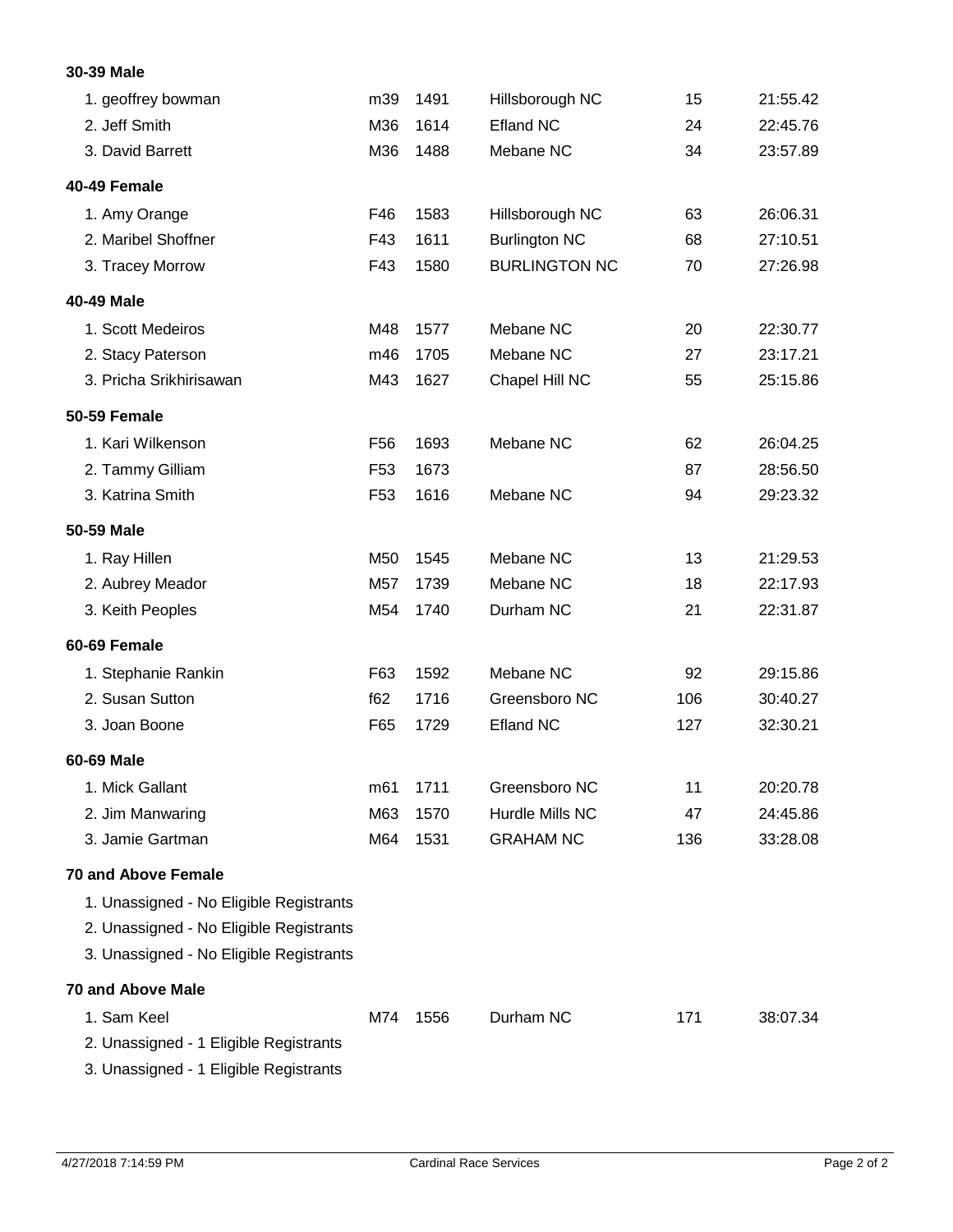**30-39 Male**

| | | | | | |
|---|---|---|---|---|---|
| 1. geoffrey bowman | m39 | 1491 | Hillsborough NC | 15 | 21:55.42 |
| 2. Jeff Smith | M36 | 1614 | Efland NC | 24 | 22:45.76 |
| 3. David Barrett | M36 | 1488 | Mebane NC | 34 | 23:57.89 |

**40-49 Female**

| | | | | | |
|---|---|---|---|---|---|
| 1. Amy Orange | F46 | 1583 | Hillsborough NC | 63 | 26:06.31 |
| 2. Maribel Shoffner | F43 | 1611 | Burlington NC | 68 | 27:10.51 |
| 3. Tracey Morrow | F43 | 1580 | BURLINGTON NC | 70 | 27:26.98 |

**40-49 Male**

| | | | | | |
|---|---|---|---|---|---|
| 1. Scott Medeiros | M48 | 1577 | Mebane NC | 20 | 22:30.77 |
| 2. Stacy Paterson | m46 | 1705 | Mebane NC | 27 | 23:17.21 |
| 3. Pricha Srikhirisawan | M43 | 1627 | Chapel Hill NC | 55 | 25:15.86 |

**50-59 Female**

| | | | | | |
|---|---|---|---|---|---|
| 1. Kari Wilkenson | F56 | 1693 | Mebane NC | 62 | 26:04.25 |
| 2. Tammy Gilliam | F53 | 1673 | | 87 | 28:56.50 |
| 3. Katrina Smith | F53 | 1616 | Mebane NC | 94 | 29:23.32 |

**50-59 Male**

| | | | | | |
|---|---|---|---|---|---|
| 1. Ray Hillen | M50 | 1545 | Mebane NC | 13 | 21:29.53 |
| 2. Aubrey Meador | M57 | 1739 | Mebane NC | 18 | 22:17.93 |
| 3. Keith Peoples | M54 | 1740 | Durham NC | 21 | 22:31.87 |

**60-69 Female**

| | | | | | |
|---|---|---|---|---|---|
| 1. Stephanie Rankin | F63 | 1592 | Mebane NC | 92 | 29:15.86 |
| 2. Susan Sutton | f62 | 1716 | Greensboro NC | 106 | 30:40.27 |
| 3. Joan Boone | F65 | 1729 | Efland NC | 127 | 32:30.21 |

**60-69 Male**

| | | | | | |
|---|---|---|---|---|---|
| 1. Mick Gallant | m61 | 1711 | Greensboro NC | 11 | 20:20.78 |
| 2. Jim Manwaring | M63 | 1570 | Hurdle Mills NC | 47 | 24:45.86 |
| 3. Jamie Gartman | M64 | 1531 | GRAHAM NC | 136 | 33:28.08 |

**70 and Above Female**

1. Unassigned - No Eligible Registrants
2. Unassigned - No Eligible Registrants
3. Unassigned - No Eligible Registrants

**70 and Above Male**

| | | | | | |
|---|---|---|---|---|---|
| 1. Sam Keel | M74 | 1556 | Durham NC | 171 | 38:07.34 |
| 2. Unassigned - 1 Eligible Registrants | | | | | |
| 3. Unassigned - 1 Eligible Registrants | | | | | |

4/27/2018 7:14:59 PM Cardinal Race Services